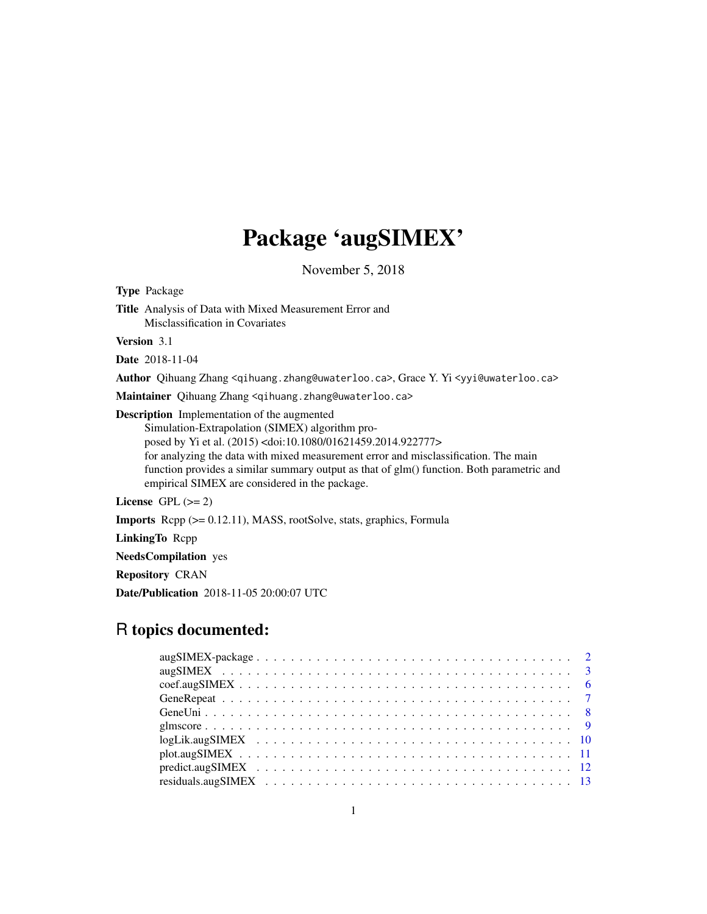# Package 'augSIMEX'

November 5, 2018

**Type** Package

**Title** Analysis of Data with Mixed Measurement Error and Misclassification in Covariates

**Version** 3.1

**Date** 2018-11-04

**Author** Qihuang Zhang <qihuang.zhang@uwaterloo.ca>, Grace Y. Yi <yyi@uwaterloo.ca>

**Maintainer** Qihuang Zhang <qihuang.zhang@uwaterloo.ca>

**Description** Implementation of the augmented Simulation-Extrapolation (SIMEX) algorithm proposed by Yi et al. (2015) <doi:10.1080/01621459.2014.922777> for analyzing the data with mixed measurement error and misclassification. The main function provides a similar summary output as that of glm() function. Both parametric and empirical SIMEX are considered in the package.

**License** GPL (>= 2)

**Imports** Rcpp (>= 0.12.11), MASS, rootSolve, stats, graphics, Formula

**LinkingTo** Rcpp

**NeedsCompilation** yes

**Repository** CRAN

**Date/Publication** 2018-11-05 20:00:07 UTC

## R topics documented:

- augSIMEX-package . . . . . . . . . . . . . . . . . . . . . . . . . . . . . . . . . . . . 2
- augSIMEX . . . . . . . . . . . . . . . . . . . . . . . . . . . . . . . . . . . . . . . . 3
- coef.augSIMEX . . . . . . . . . . . . . . . . . . . . . . . . . . . . . . . . . . . . . 6
- GeneRepeat . . . . . . . . . . . . . . . . . . . . . . . . . . . . . . . . . . . . . . . 7
- GeneUni . . . . . . . . . . . . . . . . . . . . . . . . . . . . . . . . . . . . . . . . . 8
- glmscore . . . . . . . . . . . . . . . . . . . . . . . . . . . . . . . . . . . . . . . . . 9
- logLik.augSIMEX . . . . . . . . . . . . . . . . . . . . . . . . . . . . . . . . . . . . 10
- plot.augSIMEX . . . . . . . . . . . . . . . . . . . . . . . . . . . . . . . . . . . . . 11
- predict.augSIMEX . . . . . . . . . . . . . . . . . . . . . . . . . . . . . . . . . . . . 12
- residuals.augSIMEX . . . . . . . . . . . . . . . . . . . . . . . . . . . . . . . . . . . 13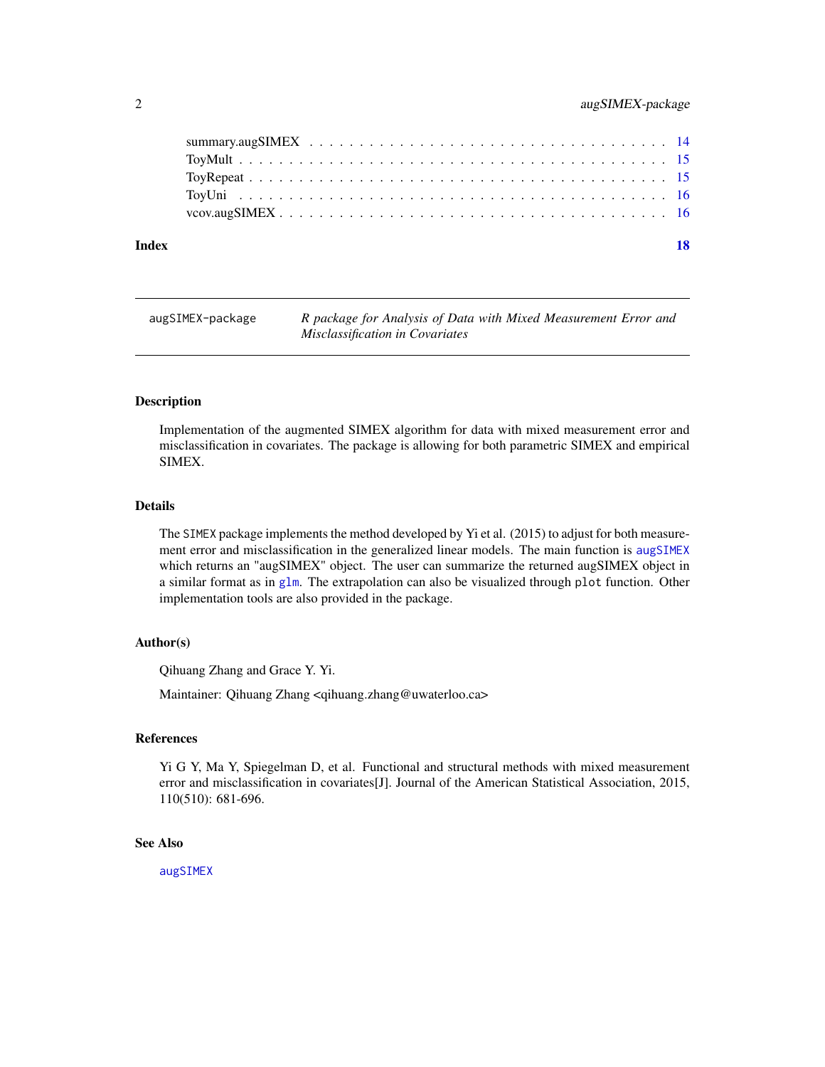summary.augSIMEX . . . . . . . . . . . . . . . . . . . . . . . . . . . . . . . . . 14
ToyMult . . . . . . . . . . . . . . . . . . . . . . . . . . . . . . . . . . . . . . 15
ToyRepeat . . . . . . . . . . . . . . . . . . . . . . . . . . . . . . . . . . . . . 15
ToyUni . . . . . . . . . . . . . . . . . . . . . . . . . . . . . . . . . . . . . . . 16
vcov.augSIMEX . . . . . . . . . . . . . . . . . . . . . . . . . . . . . . . . . . . 16

**Index** **18**

---

`augSIMEX-package` *R package for Analysis of Data with Mixed Measurement Error and Misclassification in Covariates*

---

## Description

Implementation of the augmented SIMEX algorithm for data with mixed measurement error and misclassification in covariates. The package is allowing for both parametric SIMEX and empirical SIMEX.

## Details

The `SIMEX` package implements the method developed by Yi et al. (2015) to adjust for both measurement error and misclassification in the generalized linear models. The main function is `augSIMEX` which returns an "augSIMEX" object. The user can summarize the returned augSIMEX object in a similar format as in `glm`. The extrapolation can also be visualized through `plot` function. Other implementation tools are also provided in the package.

## Author(s)

Qihuang Zhang and Grace Y. Yi.

Maintainer: Qihuang Zhang <qihuang.zhang@uwaterloo.ca>

## References

Yi G Y, Ma Y, Spiegelman D, et al. Functional and structural methods with mixed measurement error and misclassification in covariates[J]. Journal of the American Statistical Association, 2015, 110(510): 681-696.

## See Also

`augSIMEX`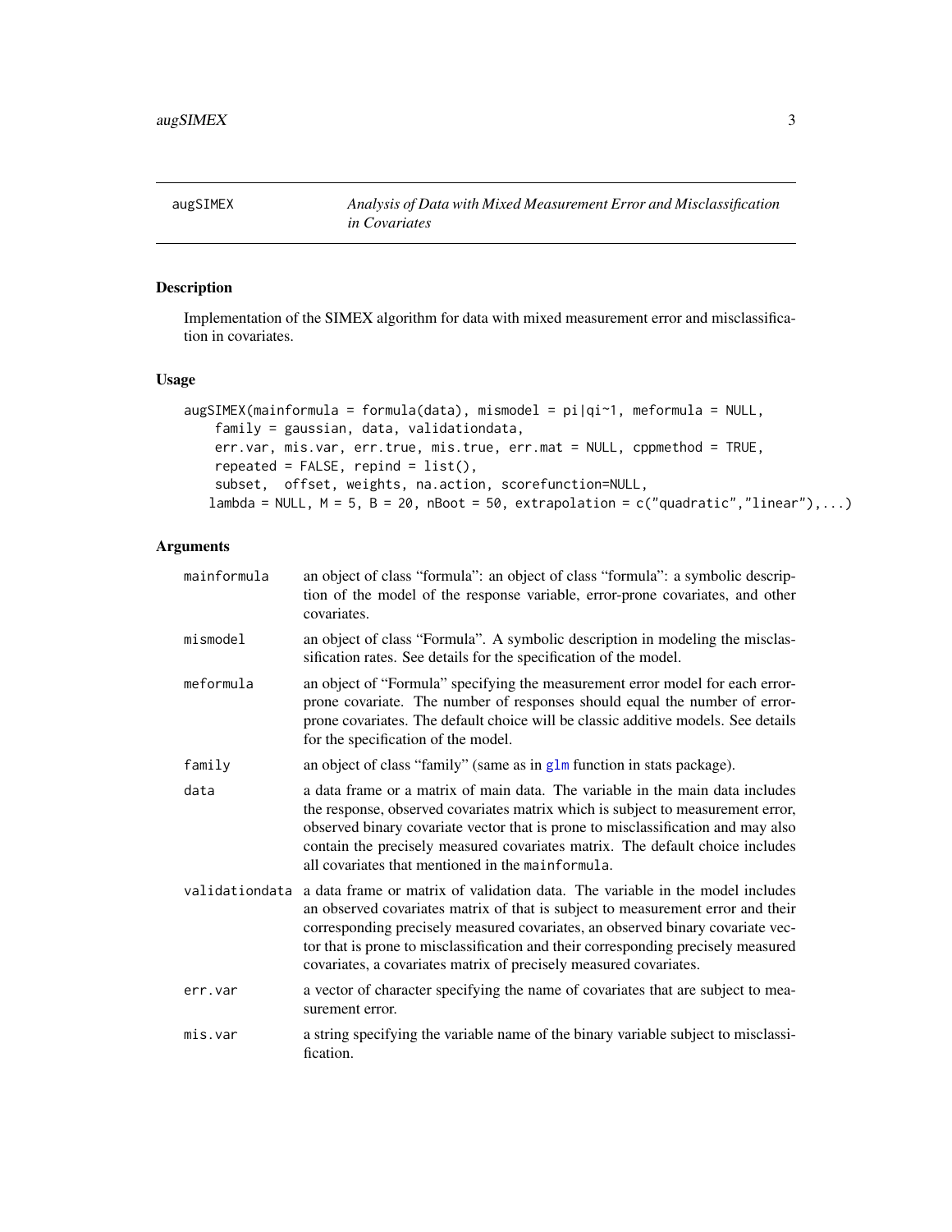augSIMEX *Analysis of Data with Mixed Measurement Error and Misclassification in Covariates*

## Description

Implementation of the SIMEX algorithm for data with mixed measurement error and misclassification in covariates.

## Usage

```
augSIMEX(mainformula = formula(data), mismodel = pi|qi~1, meformula = NULL,
    family = gaussian, data, validationdata,
    err.var, mis.var, err.true, mis.true, err.mat = NULL, cppmethod = TRUE,
    repeated = FALSE, repind = list(),
    subset,  offset, weights, na.action, scorefunction=NULL,
   lambda = NULL, M = 5, B = 20, nBoot = 50, extrapolation = c("quadratic","linear"),...)
```

## Arguments

| | |
|---|---|
| mainformula | an object of class "formula": an object of class "formula": a symbolic description of the model of the response variable, error-prone covariates, and other covariates. |
| mismodel | an object of class "Formula". A symbolic description in modeling the misclassification rates. See details for the specification of the model. |
| meformula | an object of "Formula" specifying the measurement error model for each error-prone covariate. The number of responses should equal the number of error-prone covariates. The default choice will be classic additive models. See details for the specification of the model. |
| family | an object of class "family" (same as in glm function in stats package). |
| data | a data frame or a matrix of main data. The variable in the main data includes the response, observed covariates matrix which is subject to measurement error, observed binary covariate vector that is prone to misclassification and may also contain the precisely measured covariates matrix. The default choice includes all covariates that mentioned in the mainformula. |
| validationdata | a data frame or matrix of validation data. The variable in the model includes an observed covariates matrix of that is subject to measurement error and their corresponding precisely measured covariates, an observed binary covariate vector that is prone to misclassification and their corresponding precisely measured covariates, a covariates matrix of precisely measured covariates. |
| err.var | a vector of character specifying the name of covariates that are subject to measurement error. |
| mis.var | a string specifying the variable name of the binary variable subject to misclassification. |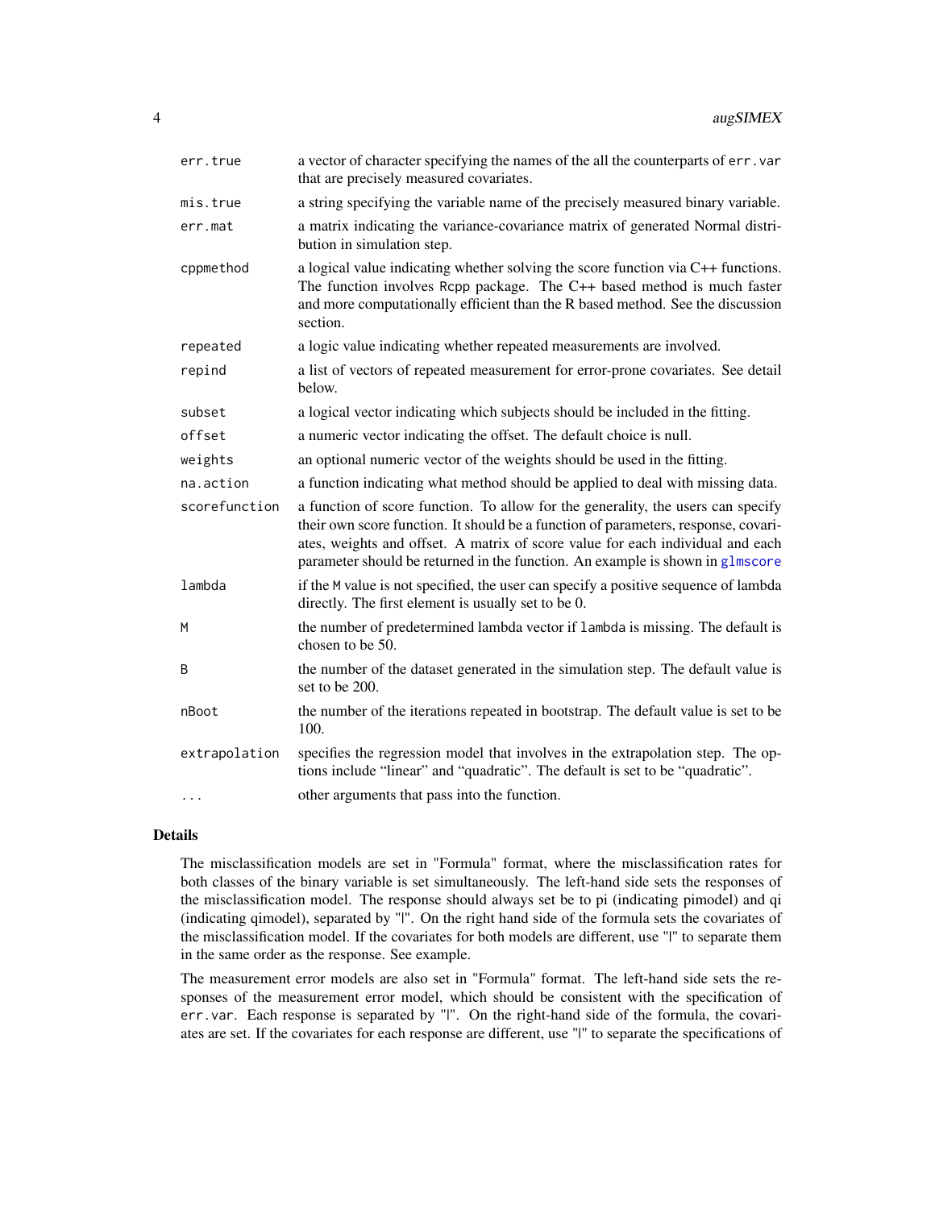| | |
|---|---|
| `err.true` | a vector of character specifying the names of the all the counterparts of `err.var` that are precisely measured covariates. |
| `mis.true` | a string specifying the variable name of the precisely measured binary variable. |
| `err.mat` | a matrix indicating the variance-covariance matrix of generated Normal distribution in simulation step. |
| `cppmethod` | a logical value indicating whether solving the score function via C++ functions. The function involves Rcpp package. The C++ based method is much faster and more computationally efficient than the R based method. See the discussion section. |
| `repeated` | a logic value indicating whether repeated measurements are involved. |
| `repind` | a list of vectors of repeated measurement for error-prone covariates. See detail below. |
| `subset` | a logical vector indicating which subjects should be included in the fitting. |
| `offset` | a numeric vector indicating the offset. The default choice is null. |
| `weights` | an optional numeric vector of the weights should be used in the fitting. |
| `na.action` | a function indicating what method should be applied to deal with missing data. |
| `scorefunction` | a function of score function. To allow for the generality, the users can specify their own score function. It should be a function of parameters, response, covariates, weights and offset. A matrix of score value for each individual and each parameter should be returned in the function. An example is shown in `glmscore` |
| `lambda` | if the `M` value is not specified, the user can specify a positive sequence of lambda directly. The first element is usually set to be 0. |
| `M` | the number of predetermined lambda vector if `lambda` is missing. The default is chosen to be 50. |
| `B` | the number of the dataset generated in the simulation step. The default value is set to be 200. |
| `nBoot` | the number of the iterations repeated in bootstrap. The default value is set to be 100. |
| `extrapolation` | specifies the regression model that involves in the extrapolation step. The options include "linear" and "quadratic". The default is set to be "quadratic". |
| `...` | other arguments that pass into the function. |

## Details

The misclassification models are set in "Formula" format, where the misclassification rates for both classes of the binary variable is set simultaneously. The left-hand side sets the responses of the misclassification model. The response should always set be to pi (indicating pimodel) and qi (indicating qimodel), separated by "|". On the right hand side of the formula sets the covariates of the misclassification model. If the covariates for both models are different, use "|" to separate them in the same order as the response. See example.

The measurement error models are also set in "Formula" format. The left-hand side sets the responses of the measurement error model, which should be consistent with the specification of `err.var`. Each response is separated by "|". On the right-hand side of the formula, the covariates are set. If the covariates for each response are different, use "|" to separate the specifications of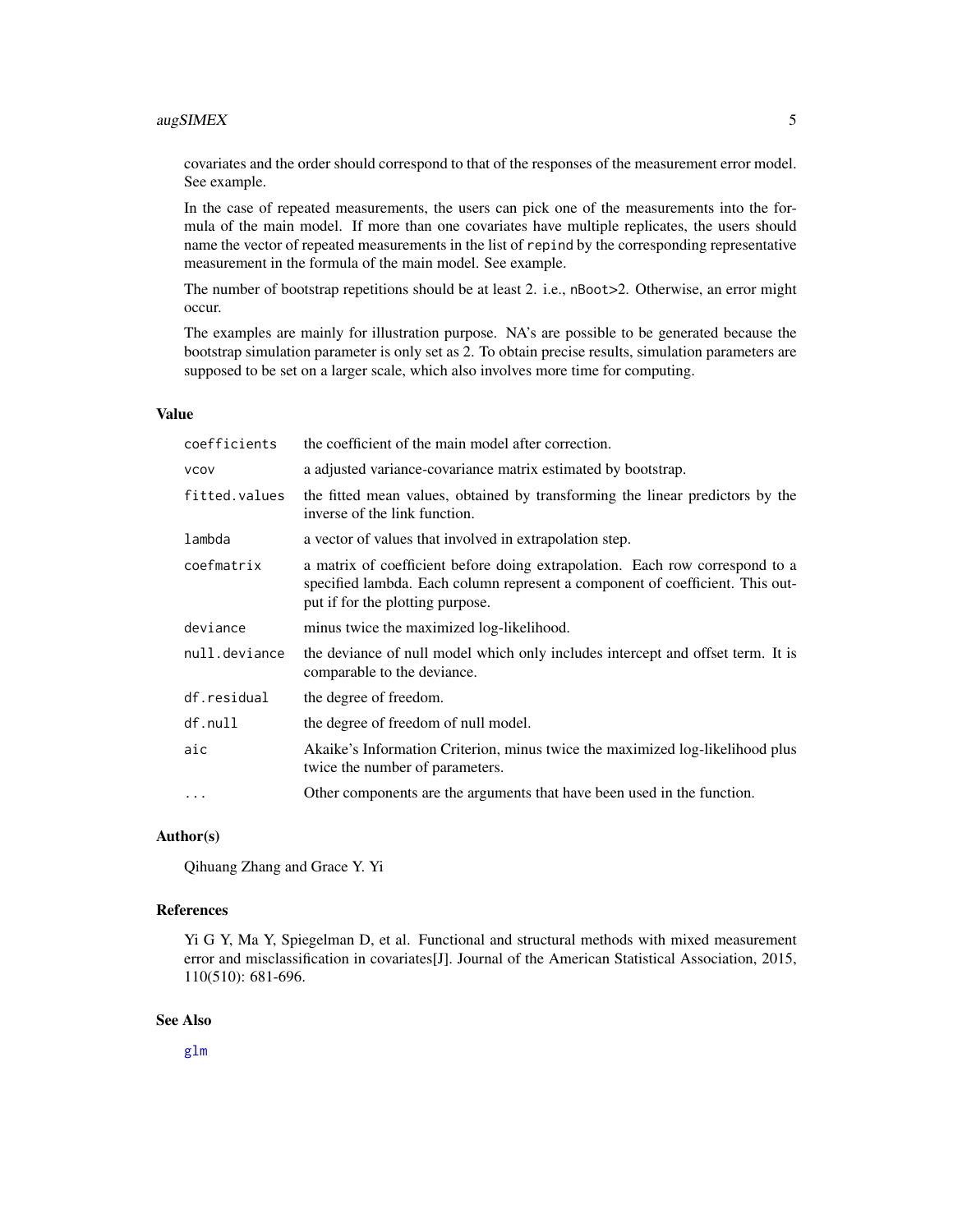covariates and the order should correspond to that of the responses of the measurement error model. See example.

In the case of repeated measurements, the users can pick one of the measurements into the formula of the main model. If more than one covariates have multiple replicates, the users should name the vector of repeated measurements in the list of `repind` by the corresponding representative measurement in the formula of the main model. See example.

The number of bootstrap repetitions should be at least 2. i.e., `nBoot>2`. Otherwise, an error might occur.

The examples are mainly for illustration purpose. NA's are possible to be generated because the bootstrap simulation parameter is only set as 2. To obtain precise results, simulation parameters are supposed to be set on a larger scale, which also involves more time for computing.

## Value

| | |
|---|---|
| `coefficients` | the coefficient of the main model after correction. |
| `vcov` | a adjusted variance-covariance matrix estimated by bootstrap. |
| `fitted.values` | the fitted mean values, obtained by transforming the linear predictors by the inverse of the link function. |
| `lambda` | a vector of values that involved in extrapolation step. |
| `coefmatrix` | a matrix of coefficient before doing extrapolation. Each row correspond to a specified lambda. Each column represent a component of coefficient. This output if for the plotting purpose. |
| `deviance` | minus twice the maximized log-likelihood. |
| `null.deviance` | the deviance of null model which only includes intercept and offset term. It is comparable to the deviance. |
| `df.residual` | the degree of freedom. |
| `df.null` | the degree of freedom of null model. |
| `aic` | Akaike's Information Criterion, minus twice the maximized log-likelihood plus twice the number of parameters. |
| `...` | Other components are the arguments that have been used in the function. |

## Author(s)

Qihuang Zhang and Grace Y. Yi

## References

Yi G Y, Ma Y, Spiegelman D, et al. Functional and structural methods with mixed measurement error and misclassification in covariates[J]. Journal of the American Statistical Association, 2015, 110(510): 681-696.

## See Also

glm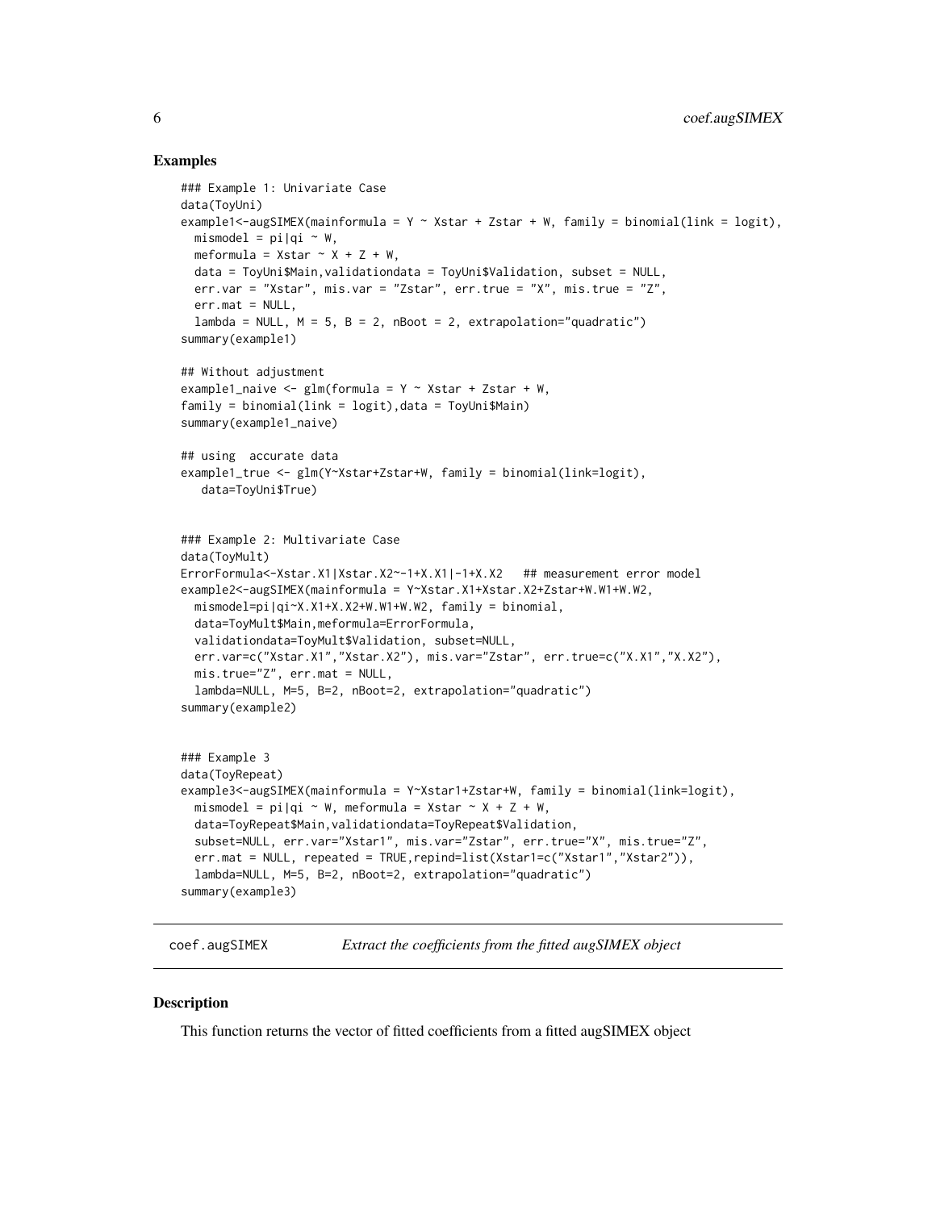## Examples

```
### Example 1: Univariate Case
data(ToyUni)
example1<-augSIMEX(mainformula = Y ~ Xstar + Zstar + W, family = binomial(link = logit),
  mismodel = pi|qi ~ W,
  meformula = Xstar ~ X + Z + W,
  data = ToyUni$Main,validationdata = ToyUni$Validation, subset = NULL,
  err.var = "Xstar", mis.var = "Zstar", err.true = "X", mis.true = "Z",
  err.mat = NULL,
  lambda = NULL, M = 5, B = 2, nBoot = 2, extrapolation="quadratic")
summary(example1)

## Without adjustment
example1_naive <- glm(formula = Y ~ Xstar + Zstar + W,
family = binomial(link = logit),data = ToyUni$Main)
summary(example1_naive)

## using  accurate data
example1_true <- glm(Y~Xstar+Zstar+W, family = binomial(link=logit),
   data=ToyUni$True)


### Example 2: Multivariate Case
data(ToyMult)
ErrorFormula<-Xstar.X1|Xstar.X2~-1+X.X1|-1+X.X2   ## measurement error model
example2<-augSIMEX(mainformula = Y~Xstar.X1+Xstar.X2+Zstar+W.W1+W.W2,
  mismodel=pi|qi~X.X1+X.X2+W.W1+W.W2, family = binomial,
  data=ToyMult$Main,meformula=ErrorFormula,
  validationdata=ToyMult$Validation, subset=NULL,
  err.var=c("Xstar.X1","Xstar.X2"), mis.var="Zstar", err.true=c("X.X1","X.X2"),
  mis.true="Z", err.mat = NULL,
  lambda=NULL, M=5, B=2, nBoot=2, extrapolation="quadratic")
summary(example2)


### Example 3
data(ToyRepeat)
example3<-augSIMEX(mainformula = Y~Xstar1+Zstar+W, family = binomial(link=logit),
  mismodel = pi|qi ~ W, meformula = Xstar ~ X + Z + W,
  data=ToyRepeat$Main,validationdata=ToyRepeat$Validation,
  subset=NULL, err.var="Xstar1", mis.var="Zstar", err.true="X", mis.true="Z",
  err.mat = NULL, repeated = TRUE,repind=list(Xstar1=c("Xstar1","Xstar2")),
  lambda=NULL, M=5, B=2, nBoot=2, extrapolation="quadratic")
summary(example3)
```

---

coef.augSIMEX *Extract the coefficients from the fitted augSIMEX object*

---

## Description

This function returns the vector of fitted coefficients from a fitted augSIMEX object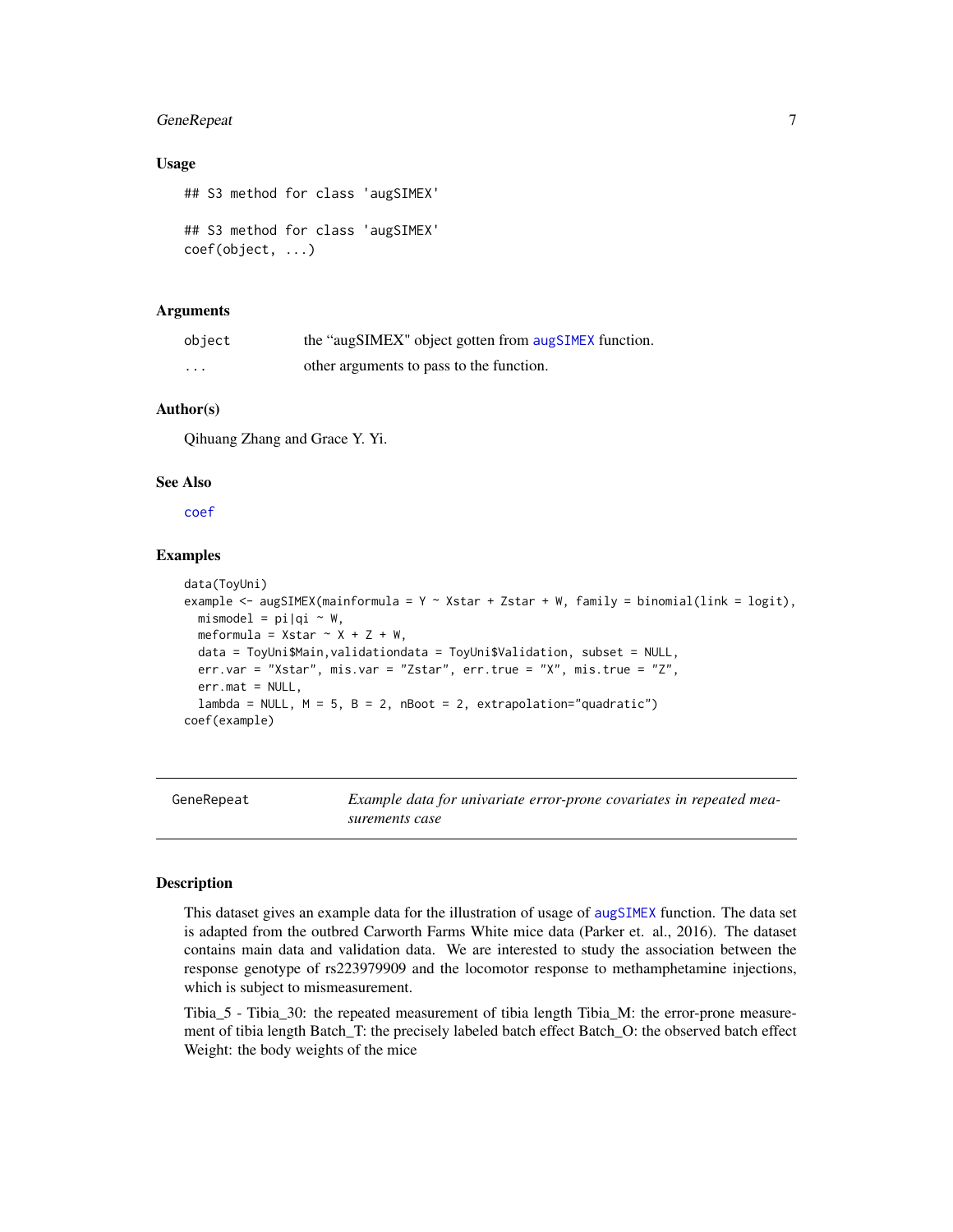### Usage

```
## S3 method for class 'augSIMEX'

## S3 method for class 'augSIMEX'
coef(object, ...)
```

### Arguments

| | |
|---|---|
| object | the "augSIMEX" object gotten from augSIMEX function. |
| ... | other arguments to pass to the function. |

### Author(s)

Qihuang Zhang and Grace Y. Yi.

### See Also

coef

### Examples

```
data(ToyUni)
example <- augSIMEX(mainformula = Y ~ Xstar + Zstar + W, family = binomial(link = logit),
  mismodel = pi|qi ~ W,
  meformula = Xstar ~ X + Z + W,
  data = ToyUni$Main,validationdata = ToyUni$Validation, subset = NULL,
  err.var = "Xstar", mis.var = "Zstar", err.true = "X", mis.true = "Z",
  err.mat = NULL,
  lambda = NULL, M = 5, B = 2, nBoot = 2, extrapolation="quadratic")
coef(example)
```

---

## GeneRepeat — *Example data for univariate error-prone covariates in repeated measurements case*

---

### Description

This dataset gives an example data for the illustration of usage of augSIMEX function. The data set is adapted from the outbred Carworth Farms White mice data (Parker et. al., 2016). The dataset contains main data and validation data. We are interested to study the association between the response genotype of rs223979909 and the locomotor response to methamphetamine injections, which is subject to mismeasurement.

Tibia_5 - Tibia_30: the repeated measurement of tibia length Tibia_M: the error-prone measurement of tibia length Batch_T: the precisely labeled batch effect Batch_O: the observed batch effect Weight: the body weights of the mice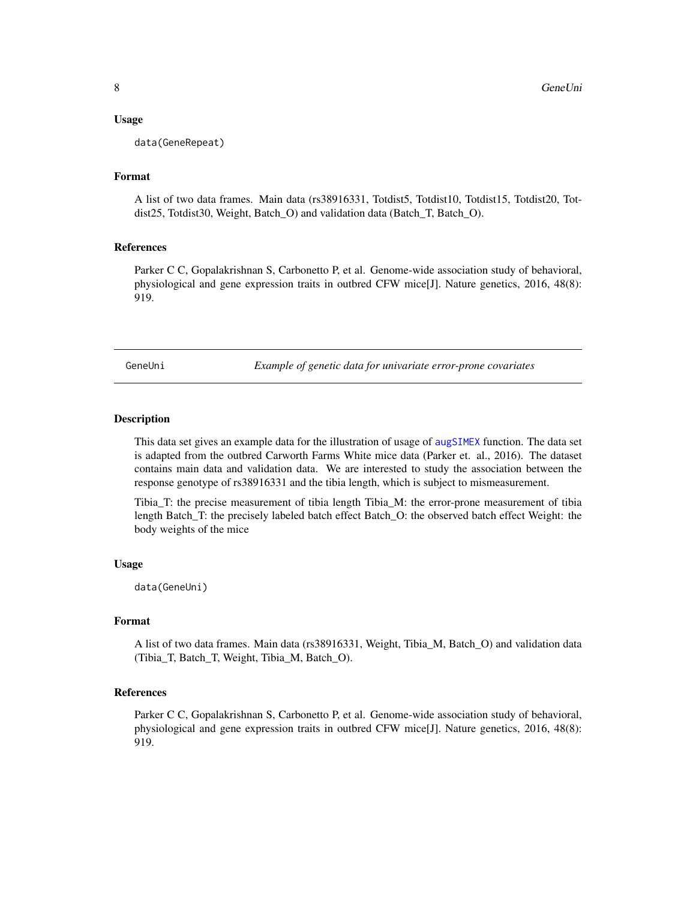### Usage

```
data(GeneRepeat)
```

### Format

A list of two data frames. Main data (rs38916331, Totdist5, Totdist10, Totdist15, Totdist20, Totdist25, Totdist30, Weight, Batch_O) and validation data (Batch_T, Batch_O).

### References

Parker C C, Gopalakrishnan S, Carbonetto P, et al. Genome-wide association study of behavioral, physiological and gene expression traits in outbred CFW mice[J]. Nature genetics, 2016, 48(8): 919.

---

## GeneUni *Example of genetic data for univariate error-prone covariates*

### Description

This data set gives an example data for the illustration of usage of augSIMEX function. The data set is adapted from the outbred Carworth Farms White mice data (Parker et. al., 2016). The dataset contains main data and validation data. We are interested to study the association between the response genotype of rs38916331 and the tibia length, which is subject to mismeasurement.

Tibia_T: the precise measurement of tibia length Tibia_M: the error-prone measurement of tibia length Batch_T: the precisely labeled batch effect Batch_O: the observed batch effect Weight: the body weights of the mice

### Usage

```
data(GeneUni)
```

### Format

A list of two data frames. Main data (rs38916331, Weight, Tibia_M, Batch_O) and validation data (Tibia_T, Batch_T, Weight, Tibia_M, Batch_O).

### References

Parker C C, Gopalakrishnan S, Carbonetto P, et al. Genome-wide association study of behavioral, physiological and gene expression traits in outbred CFW mice[J]. Nature genetics, 2016, 48(8): 919.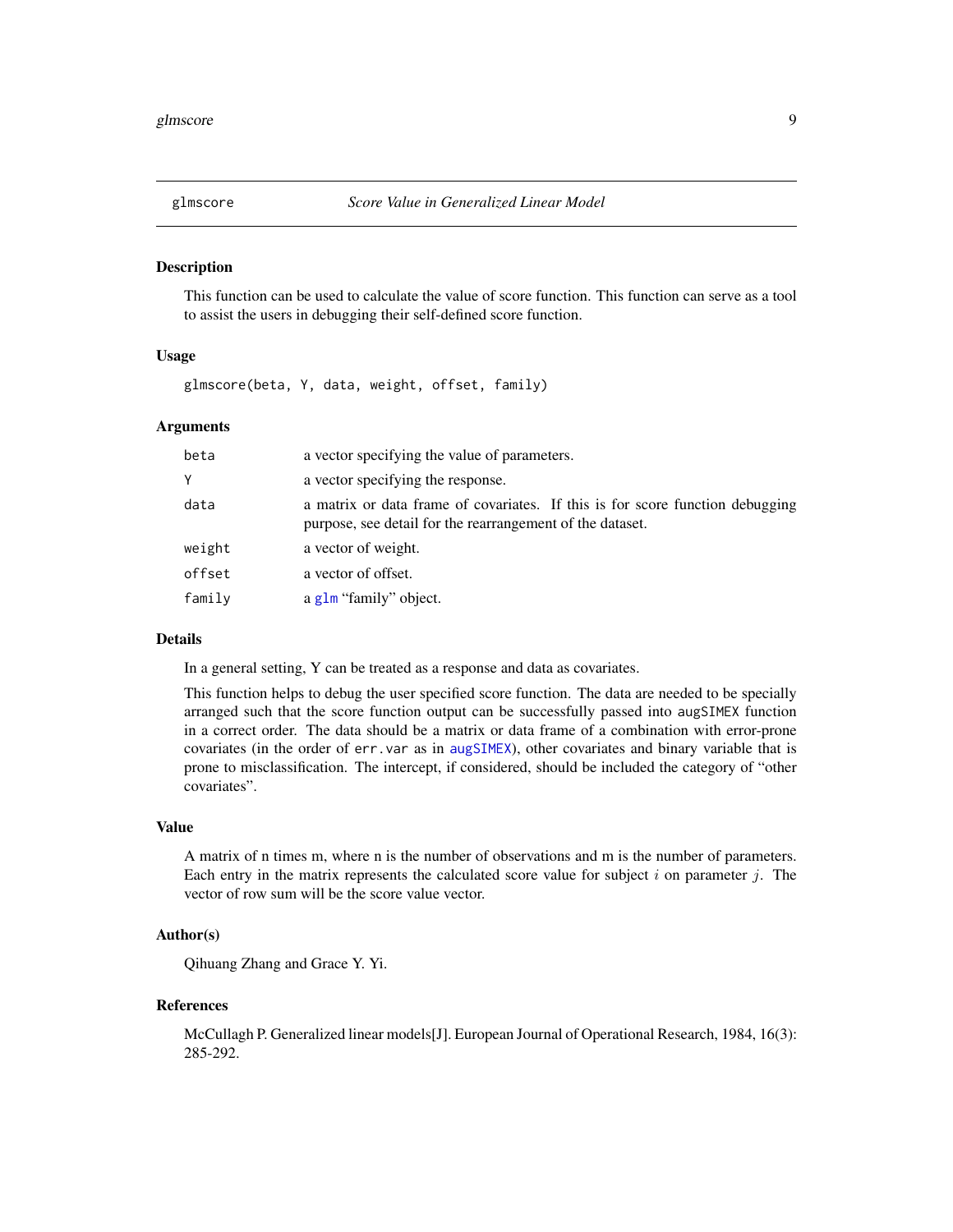## glmscore    *Score Value in Generalized Linear Model*

### Description

This function can be used to calculate the value of score function. This function can serve as a tool to assist the users in debugging their self-defined score function.

### Usage

```
glmscore(beta, Y, data, weight, offset, family)
```

### Arguments

| | |
|---|---|
| `beta` | a vector specifying the value of parameters. |
| `Y` | a vector specifying the response. |
| `data` | a matrix or data frame of covariates. If this is for score function debugging purpose, see detail for the rearrangement of the dataset. |
| `weight` | a vector of weight. |
| `offset` | a vector of offset. |
| `family` | a `glm` "family" object. |

### Details

In a general setting, Y can be treated as a response and data as covariates.

This function helps to debug the user specified score function. The data are needed to be specially arranged such that the score function output can be successfully passed into `augSIMEX` function in a correct order. The data should be a matrix or data frame of a combination with error-prone covariates (in the order of `err.var` as in `augSIMEX`), other covariates and binary variable that is prone to misclassification. The intercept, if considered, should be included the category of "other covariates".

### Value

A matrix of n times m, where n is the number of observations and m is the number of parameters. Each entry in the matrix represents the calculated score value for subject $i$ on parameter $j$. The vector of row sum will be the score value vector.

### Author(s)

Qihuang Zhang and Grace Y. Yi.

### References

McCullagh P. Generalized linear models[J]. European Journal of Operational Research, 1984, 16(3): 285-292.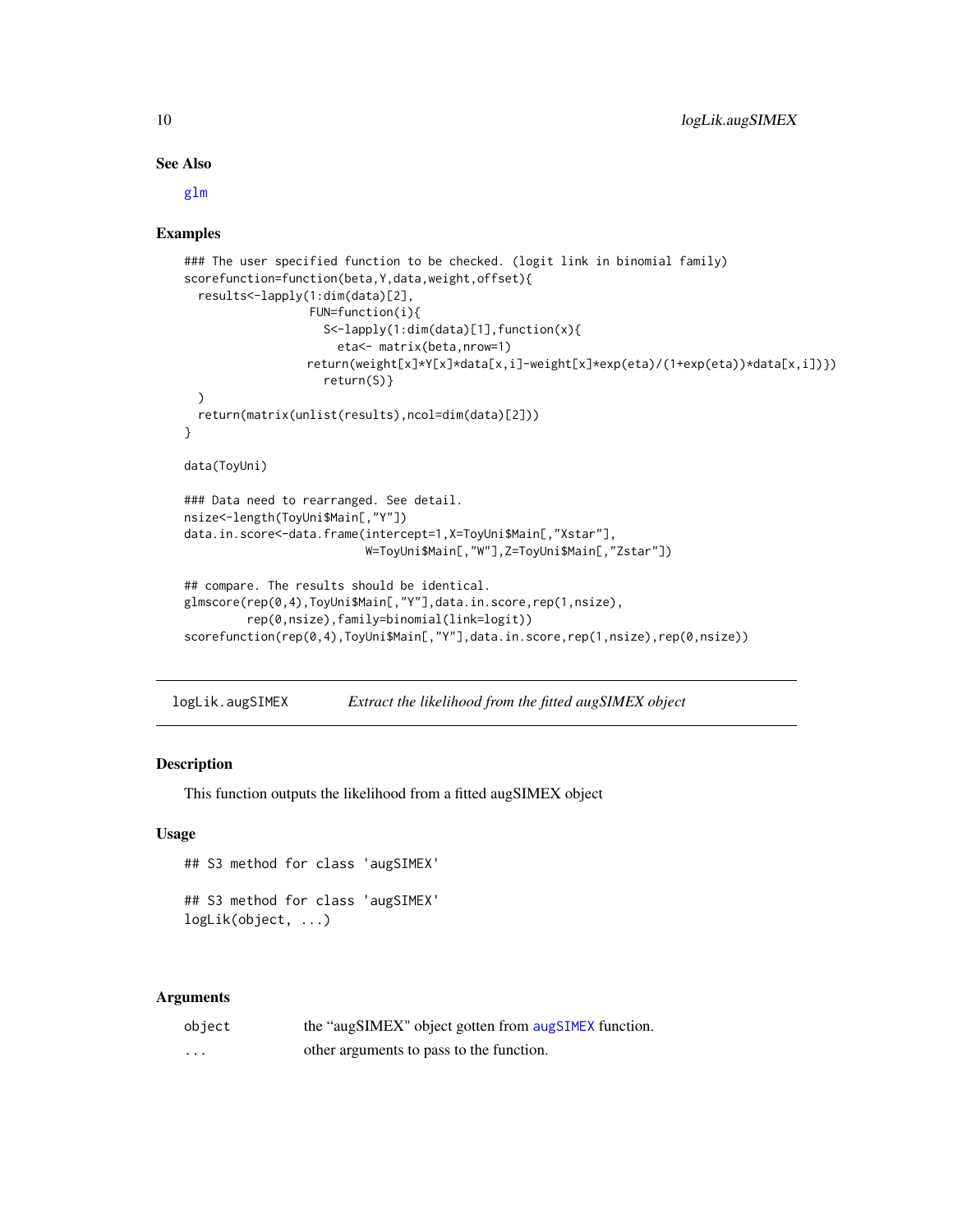### See Also

glm

### Examples

```
### The user specified function to be checked. (logit link in binomial family)
scorefunction=function(beta,Y,data,weight,offset){
  results<-lapply(1:dim(data)[2],
                  FUN=function(i){
                    S<-lapply(1:dim(data)[1],function(x){
                      eta<- matrix(beta,nrow=1)
                  return(weight[x]*Y[x]*data[x,i]-weight[x]*exp(eta)/(1+exp(eta))*data[x,i])})
                    return(S)}
  )
  return(matrix(unlist(results),ncol=dim(data)[2]))
}

data(ToyUni)

### Data need to rearranged. See detail.
nsize<-length(ToyUni$Main[,"Y"])
data.in.score<-data.frame(intercept=1,X=ToyUni$Main[,"Xstar"],
                          W=ToyUni$Main[,"W"],Z=ToyUni$Main[,"Zstar"])

## compare. The results should be identical.
glmscore(rep(0,4),ToyUni$Main[,"Y"],data.in.score,rep(1,nsize),
         rep(0,nsize),family=binomial(link=logit))
scorefunction(rep(0,4),ToyUni$Main[,"Y"],data.in.score,rep(1,nsize),rep(0,nsize))
```

---

## logLik.augSIMEX — *Extract the likelihood from the fitted augSIMEX object*

### Description

This function outputs the likelihood from a fitted augSIMEX object

### Usage

```
## S3 method for class 'augSIMEX'

## S3 method for class 'augSIMEX'
logLik(object, ...)
```

### Arguments

| | |
|---|---|
| object | the "augSIMEX" object gotten from augSIMEX function. |
| ... | other arguments to pass to the function. |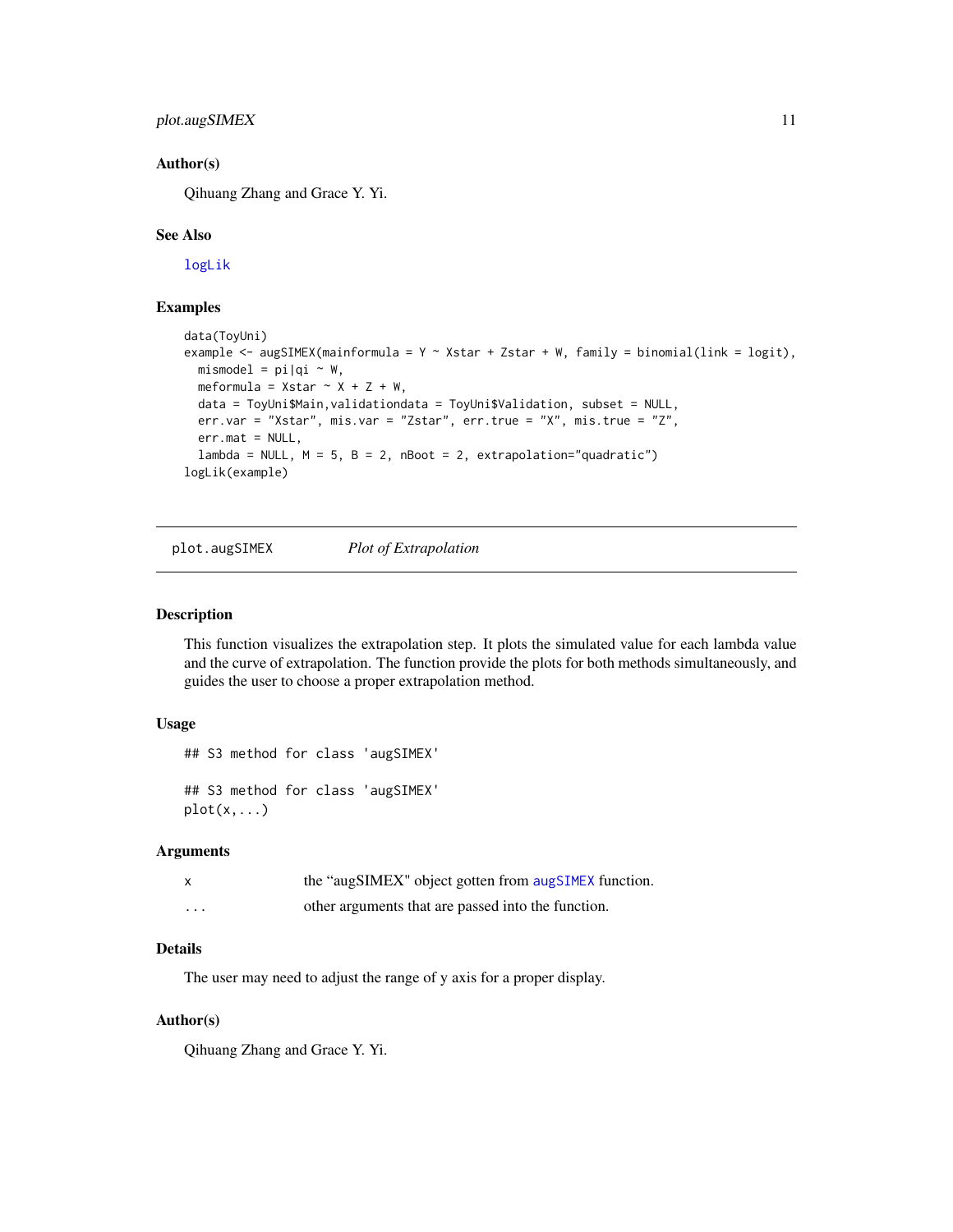### Author(s)

Qihuang Zhang and Grace Y. Yi.

### See Also

logLik

### Examples

```
data(ToyUni)
example <- augSIMEX(mainformula = Y ~ Xstar + Zstar + W, family = binomial(link = logit),
  mismodel = pi|qi ~ W,
  meformula = Xstar ~ X + Z + W,
  data = ToyUni$Main,validationdata = ToyUni$Validation, subset = NULL,
  err.var = "Xstar", mis.var = "Zstar", err.true = "X", mis.true = "Z",
  err.mat = NULL,
  lambda = NULL, M = 5, B = 2, nBoot = 2, extrapolation="quadratic")
logLik(example)
```

---

## plot.augSIMEX *Plot of Extrapolation*

### Description

This function visualizes the extrapolation step. It plots the simulated value for each lambda value and the curve of extrapolation. The function provide the plots for both methods simultaneously, and guides the user to choose a proper extrapolation method.

### Usage

```
## S3 method for class 'augSIMEX'

## S3 method for class 'augSIMEX'
plot(x,...)
```

### Arguments

| | |
|---|---|
| x | the "augSIMEX" object gotten from augSIMEX function. |
| ... | other arguments that are passed into the function. |

### Details

The user may need to adjust the range of y axis for a proper display.

### Author(s)

Qihuang Zhang and Grace Y. Yi.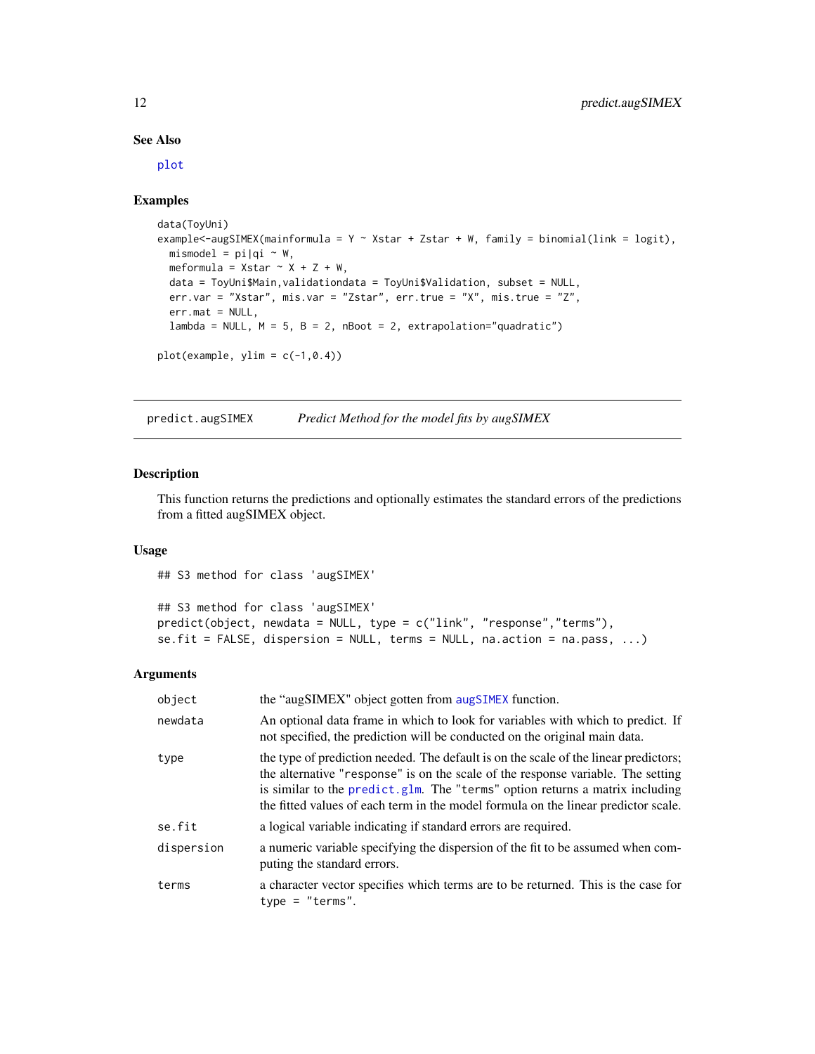## See Also

plot

## Examples

```
data(ToyUni)
example<-augSIMEX(mainformula = Y ~ Xstar + Zstar + W, family = binomial(link = logit),
  mismodel = pi|qi ~ W,
  meformula = Xstar ~ X + Z + W,
  data = ToyUni$Main,validationdata = ToyUni$Validation, subset = NULL,
  err.var = "Xstar", mis.var = "Zstar", err.true = "X", mis.true = "Z",
  err.mat = NULL,
  lambda = NULL, M = 5, B = 2, nBoot = 2, extrapolation="quadratic")

plot(example, ylim = c(-1,0.4))
```

---

# predict.augSIMEX — *Predict Method for the model fits by augSIMEX*

## Description

This function returns the predictions and optionally estimates the standard errors of the predictions from a fitted augSIMEX object.

## Usage

```
## S3 method for class 'augSIMEX'

## S3 method for class 'augSIMEX'
predict(object, newdata = NULL, type = c("link", "response","terms"),
se.fit = FALSE, dispersion = NULL, terms = NULL, na.action = na.pass, ...)
```

## Arguments

| | |
|---|---|
| object | the "augSIMEX" object gotten from augSIMEX function. |
| newdata | An optional data frame in which to look for variables with which to predict. If not specified, the prediction will be conducted on the original main data. |
| type | the type of prediction needed. The default is on the scale of the linear predictors; the alternative "response" is on the scale of the response variable. The setting is similar to the predict.glm. The "terms" option returns a matrix including the fitted values of each term in the model formula on the linear predictor scale. |
| se.fit | a logical variable indicating if standard errors are required. |
| dispersion | a numeric variable specifying the dispersion of the fit to be assumed when computing the standard errors. |
| terms | a character vector specifies which terms are to be returned. This is the case for type = "terms". |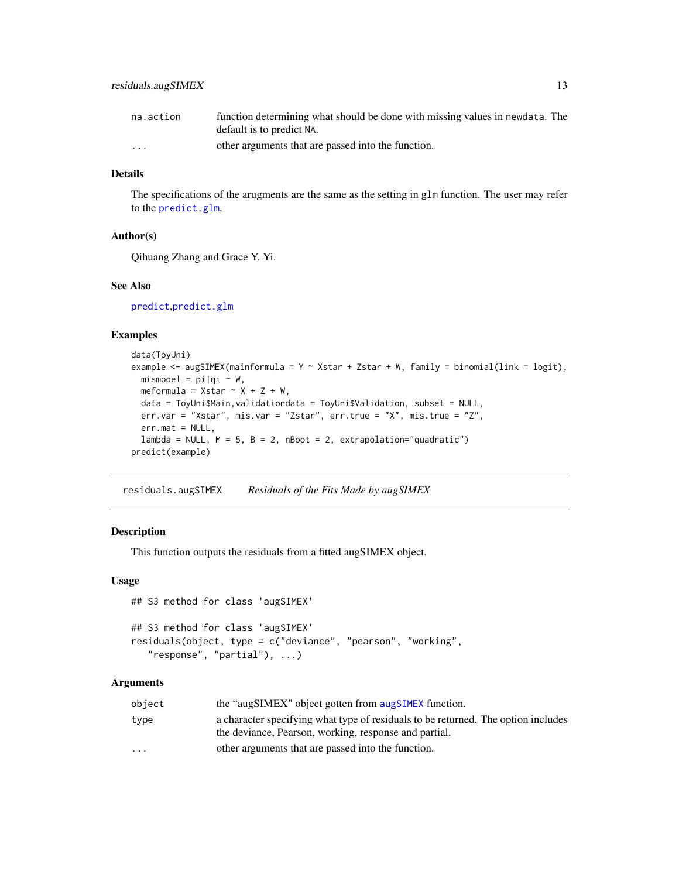| | |
|---|---|
| na.action | function determining what should be done with missing values in newdata. The default is to predict NA. |
| ... | other arguments that are passed into the function. |

### Details

The specifications of the arugments are the same as the setting in glm function. The user may refer to the predict.glm.

### Author(s)

Qihuang Zhang and Grace Y. Yi.

### See Also

predict,predict.glm

### Examples

```
data(ToyUni)
example <- augSIMEX(mainformula = Y ~ Xstar + Zstar + W, family = binomial(link = logit),
  mismodel = pi|qi ~ W,
  meformula = Xstar ~ X + Z + W,
  data = ToyUni$Main,validationdata = ToyUni$Validation, subset = NULL,
  err.var = "Xstar", mis.var = "Zstar", err.true = "X", mis.true = "Z",
  err.mat = NULL,
  lambda = NULL, M = 5, B = 2, nBoot = 2, extrapolation="quadratic")
predict(example)
```

---

## residuals.augSIMEX    *Residuals of the Fits Made by augSIMEX*

---

### Description

This function outputs the residuals from a fitted augSIMEX object.

### Usage

```
## S3 method for class 'augSIMEX'

## S3 method for class 'augSIMEX'
residuals(object, type = c("deviance", "pearson", "working",
   "response", "partial"), ...)
```

### Arguments

| | |
|---|---|
| object | the "augSIMEX" object gotten from augSIMEX function. |
| type | a character specifying what type of residuals to be returned. The option includes the deviance, Pearson, working, response and partial. |
| ... | other arguments that are passed into the function. |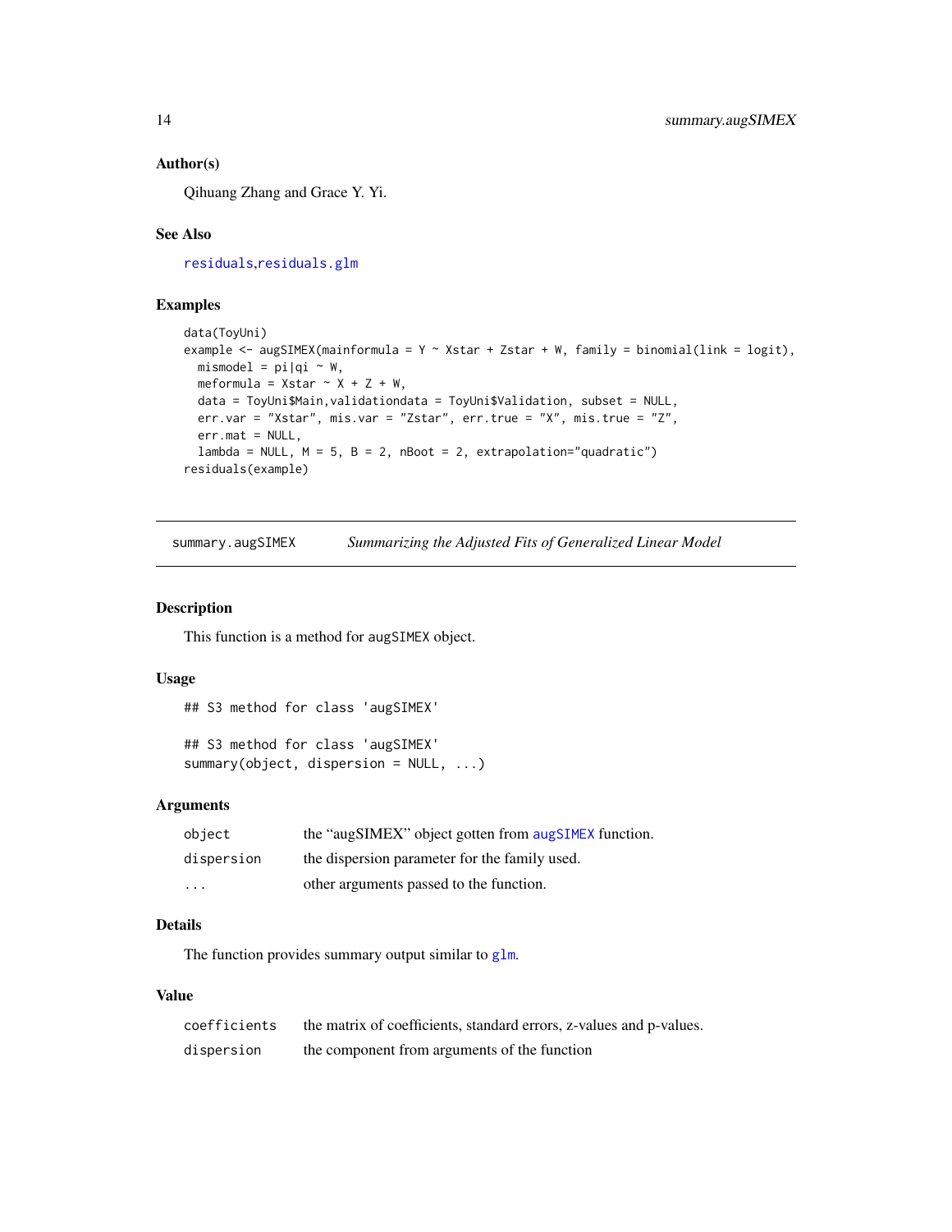### Author(s)

Qihuang Zhang and Grace Y. Yi.

### See Also

residuals,residuals.glm

### Examples

```
data(ToyUni)
example <- augSIMEX(mainformula = Y ~ Xstar + Zstar + W, family = binomial(link = logit),
  mismodel = pi|qi ~ W,
  meformula = Xstar ~ X + Z + W,
  data = ToyUni$Main,validationdata = ToyUni$Validation, subset = NULL,
  err.var = "Xstar", mis.var = "Zstar", err.true = "X", mis.true = "Z",
  err.mat = NULL,
  lambda = NULL, M = 5, B = 2, nBoot = 2, extrapolation="quadratic")
residuals(example)
```

---

## summary.augSIMEX — *Summarizing the Adjusted Fits of Generalized Linear Model*

### Description

This function is a method for augSIMEX object.

### Usage

```
## S3 method for class 'augSIMEX'

## S3 method for class 'augSIMEX'
summary(object, dispersion = NULL, ...)
```

### Arguments

| | |
|---|---|
| `object` | the “augSIMEX” object gotten from augSIMEX function. |
| `dispersion` | the dispersion parameter for the family used. |
| `...` | other arguments passed to the function. |

### Details

The function provides summary output similar to glm.

### Value

| | |
|---|---|
| `coefficients` | the matrix of coefficients, standard errors, z-values and p-values. |
| `dispersion` | the component from arguments of the function |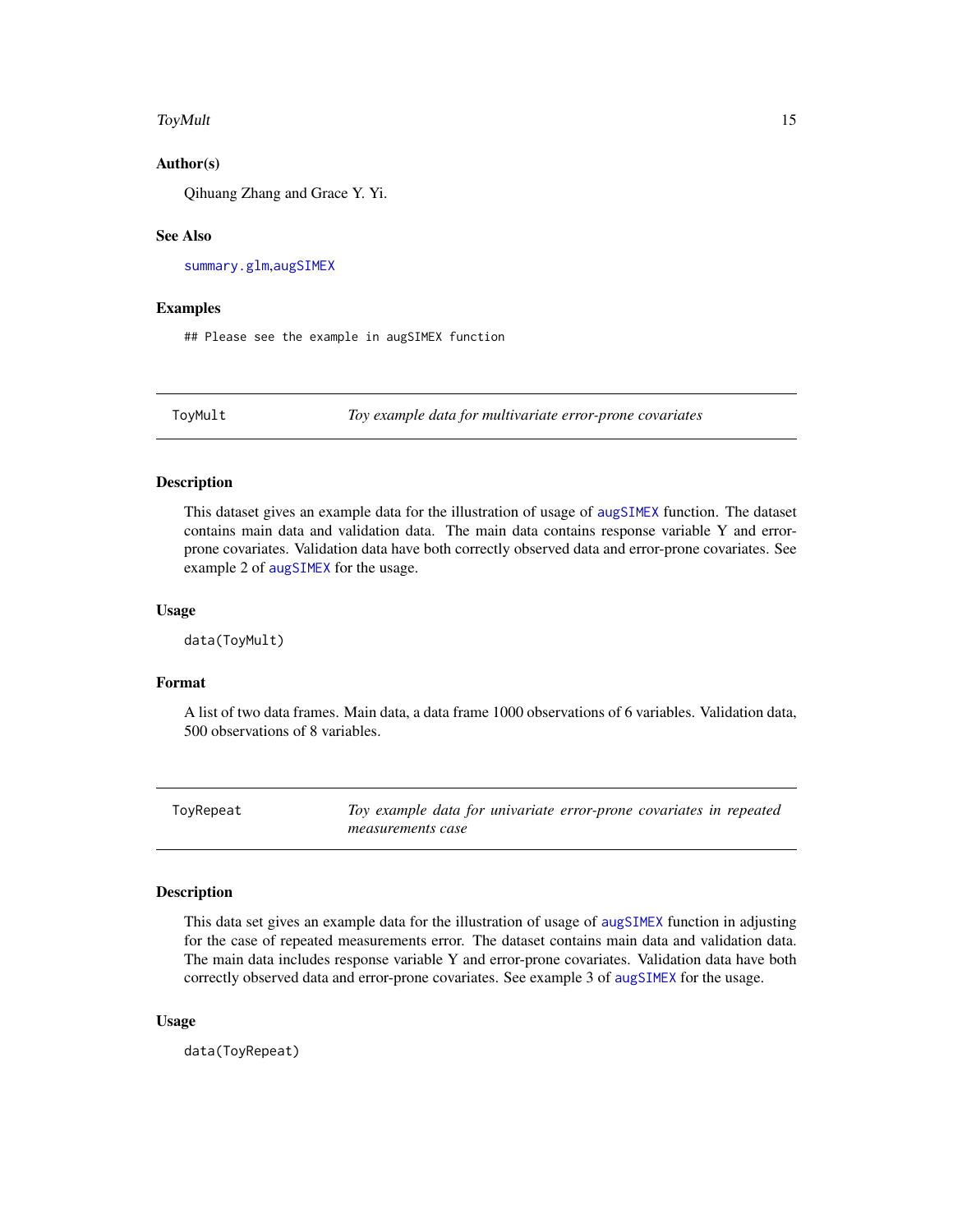### Author(s)

Qihuang Zhang and Grace Y. Yi.

### See Also

summary.glm,augSIMEX

### Examples

```
## Please see the example in augSIMEX function
```

## ToyMult — *Toy example data for multivariate error-prone covariates*

### Description

This dataset gives an example data for the illustration of usage of augSIMEX function. The dataset contains main data and validation data. The main data contains response variable Y and error-prone covariates. Validation data have both correctly observed data and error-prone covariates. See example 2 of augSIMEX for the usage.

### Usage

```
data(ToyMult)
```

### Format

A list of two data frames. Main data, a data frame 1000 observations of 6 variables. Validation data, 500 observations of 8 variables.

## ToyRepeat — *Toy example data for univariate error-prone covariates in repeated measurements case*

### Description

This data set gives an example data for the illustration of usage of augSIMEX function in adjusting for the case of repeated measurements error. The dataset contains main data and validation data. The main data includes response variable Y and error-prone covariates. Validation data have both correctly observed data and error-prone covariates. See example 3 of augSIMEX for the usage.

### Usage

```
data(ToyRepeat)
```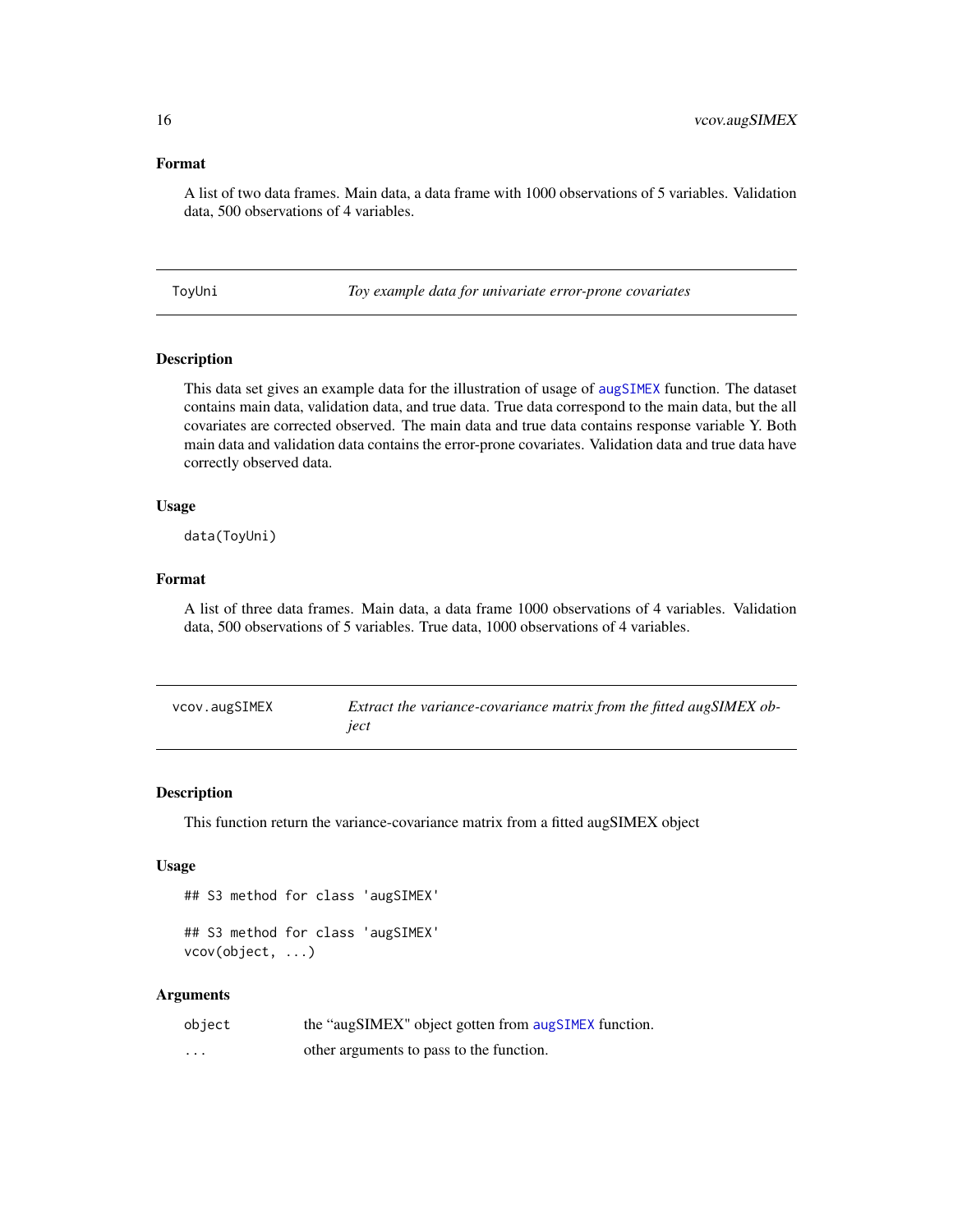## Format

A list of two data frames. Main data, a data frame with 1000 observations of 5 variables. Validation data, 500 observations of 4 variables.

---

## ToyUni — *Toy example data for univariate error-prone covariates*

### Description

This data set gives an example data for the illustration of usage of augSIMEX function. The dataset contains main data, validation data, and true data. True data correspond to the main data, but the all covariates are corrected observed. The main data and true data contains response variable Y. Both main data and validation data contains the error-prone covariates. Validation data and true data have correctly observed data.

### Usage

```
data(ToyUni)
```

### Format

A list of three data frames. Main data, a data frame 1000 observations of 4 variables. Validation data, 500 observations of 5 variables. True data, 1000 observations of 4 variables.

---

## vcov.augSIMEX — *Extract the variance-covariance matrix from the fitted augSIMEX object*

### Description

This function return the variance-covariance matrix from a fitted augSIMEX object

### Usage

```
## S3 method for class 'augSIMEX'

## S3 method for class 'augSIMEX'
vcov(object, ...)
```

### Arguments

| | |
|---|---|
| `object` | the “augSIMEX" object gotten from augSIMEX function. |
| `...` | other arguments to pass to the function. |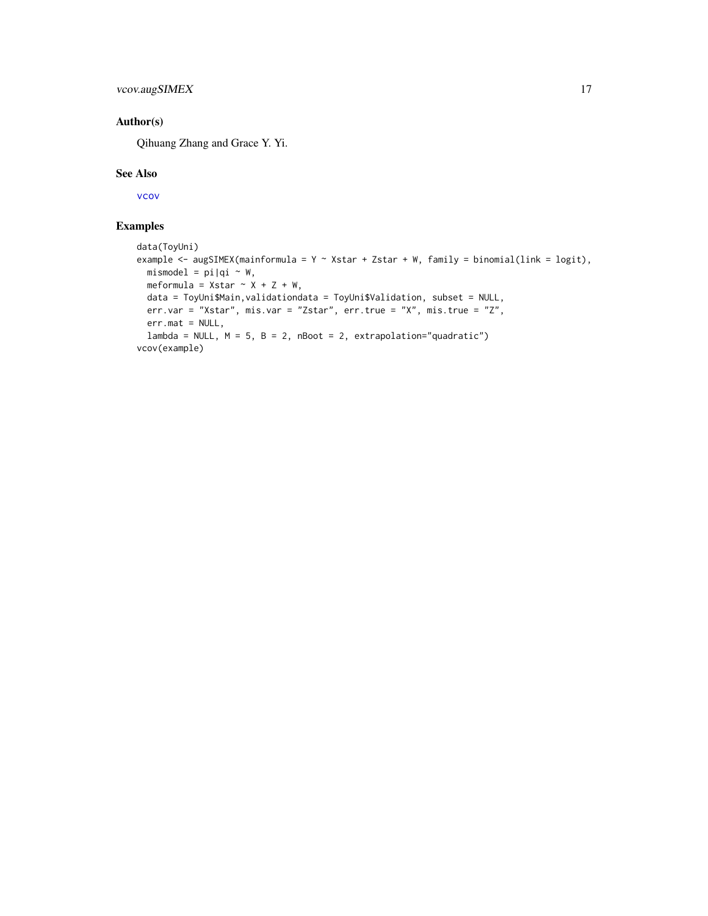## Author(s)

Qihuang Zhang and Grace Y. Yi.

## See Also

vcov

## Examples

```
data(ToyUni)
example <- augSIMEX(mainformula = Y ~ Xstar + Zstar + W, family = binomial(link = logit),
  mismodel = pi|qi ~ W,
  meformula = Xstar ~ X + Z + W,
  data = ToyUni$Main,validationdata = ToyUni$Validation, subset = NULL,
  err.var = "Xstar", mis.var = "Zstar", err.true = "X", mis.true = "Z",
  err.mat = NULL,
  lambda = NULL, M = 5, B = 2, nBoot = 2, extrapolation="quadratic")
vcov(example)
```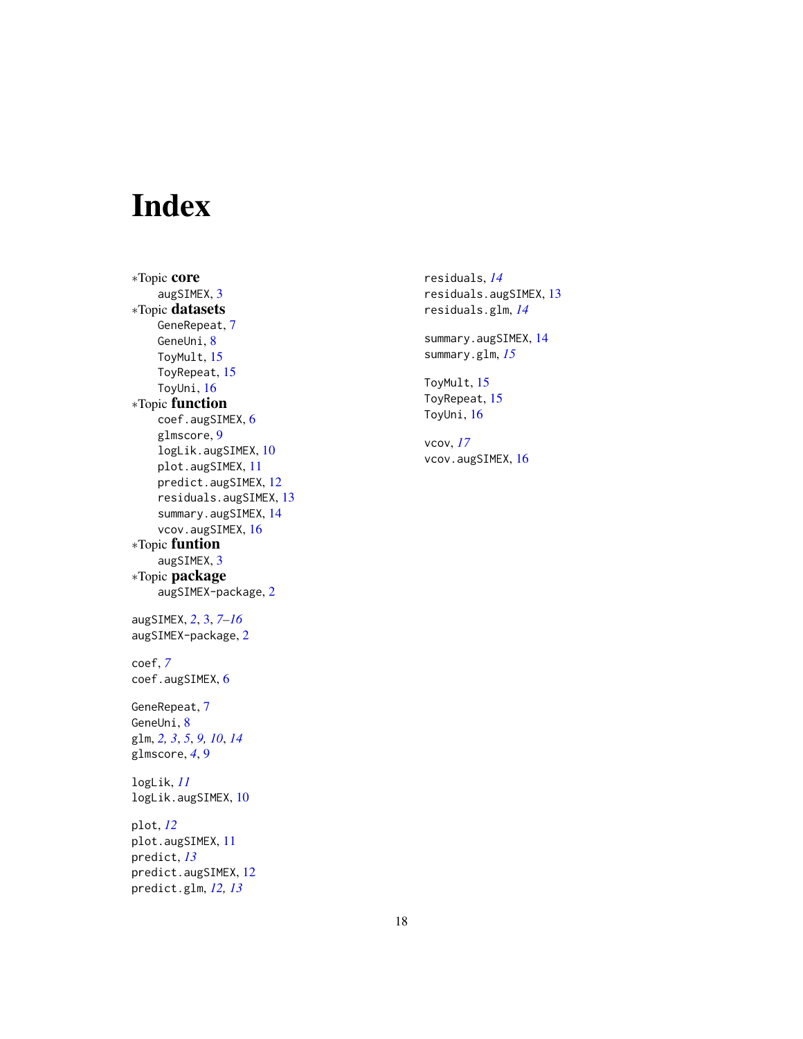# Index

∗Topic **core**
- augSIMEX, 3

∗Topic **datasets**
- GeneRepeat, 7
- GeneUni, 8
- ToyMult, 15
- ToyRepeat, 15
- ToyUni, 16

∗Topic **function**
- coef.augSIMEX, 6
- glmscore, 9
- logLik.augSIMEX, 10
- plot.augSIMEX, 11
- predict.augSIMEX, 12
- residuals.augSIMEX, 13
- summary.augSIMEX, 14
- vcov.augSIMEX, 16

∗Topic **funtion**
- augSIMEX, 3

∗Topic **package**
- augSIMEX-package, 2

augSIMEX, *2*, 3, *7–16*
augSIMEX-package, 2

coef, *7*
coef.augSIMEX, 6

GeneRepeat, 7
GeneUni, 8
glm, *2, 3*, *5*, *9, 10*, *14*
glmscore, *4*, 9

logLik, *11*
logLik.augSIMEX, 10

plot, *12*
plot.augSIMEX, 11
predict, *13*
predict.augSIMEX, 12
predict.glm, *12, 13*

residuals, *14*
residuals.augSIMEX, 13
residuals.glm, *14*

summary.augSIMEX, 14
summary.glm, *15*

ToyMult, 15
ToyRepeat, 15
ToyUni, 16

vcov, *17*
vcov.augSIMEX, 16